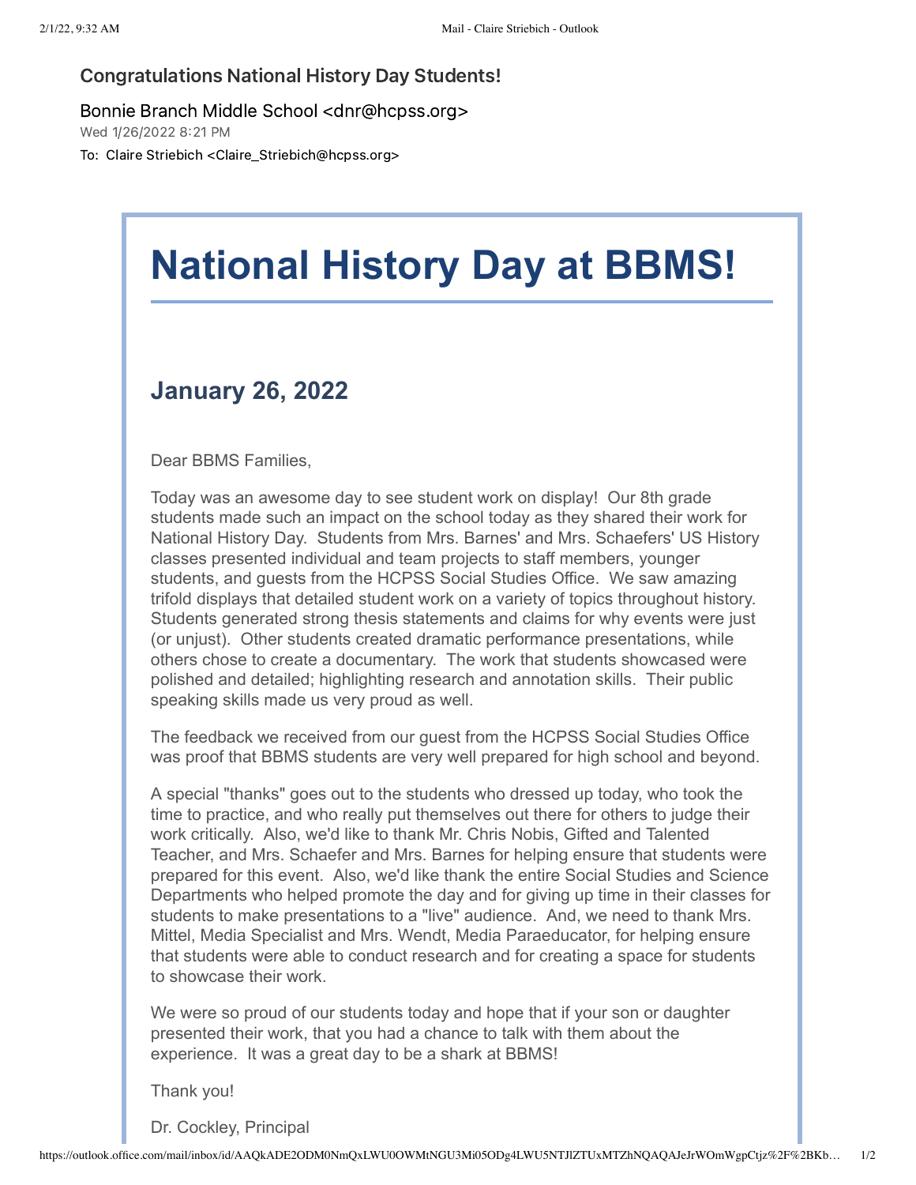**Congratulations National History Day Students!**

Bonnie Branch Middle School <dnr@hcpss.org>
Wed 1/26/2022 8:21 PM
To: Claire Striebich <Claire_Striebich@hcpss.org>

# National History Day at BBMS!

## January 26, 2022

Dear BBMS Families,

Today was an awesome day to see student work on display! Our 8th grade students made such an impact on the school today as they shared their work for National History Day. Students from Mrs. Barnes' and Mrs. Schaefers' US History classes presented individual and team projects to staff members, younger students, and guests from the HCPSS Social Studies Office. We saw amazing trifold displays that detailed student work on a variety of topics throughout history. Students generated strong thesis statements and claims for why events were just (or unjust). Other students created dramatic performance presentations, while others chose to create a documentary. The work that students showcased were polished and detailed; highlighting research and annotation skills. Their public speaking skills made us very proud as well.

The feedback we received from our guest from the HCPSS Social Studies Office was proof that BBMS students are very well prepared for high school and beyond.

A special "thanks" goes out to the students who dressed up today, who took the time to practice, and who really put themselves out there for others to judge their work critically. Also, we'd like to thank Mr. Chris Nobis, Gifted and Talented Teacher, and Mrs. Schaefer and Mrs. Barnes for helping ensure that students were prepared for this event. Also, we'd like thank the entire Social Studies and Science Departments who helped promote the day and for giving up time in their classes for students to make presentations to a "live" audience. And, we need to thank Mrs. Mittel, Media Specialist and Mrs. Wendt, Media Paraeducator, for helping ensure that students were able to conduct research and for creating a space for students to showcase their work.

We were so proud of our students today and hope that if your son or daughter presented their work, that you had a chance to talk with them about the experience. It was a great day to be a shark at BBMS!

Thank you!

Dr. Cockley, Principal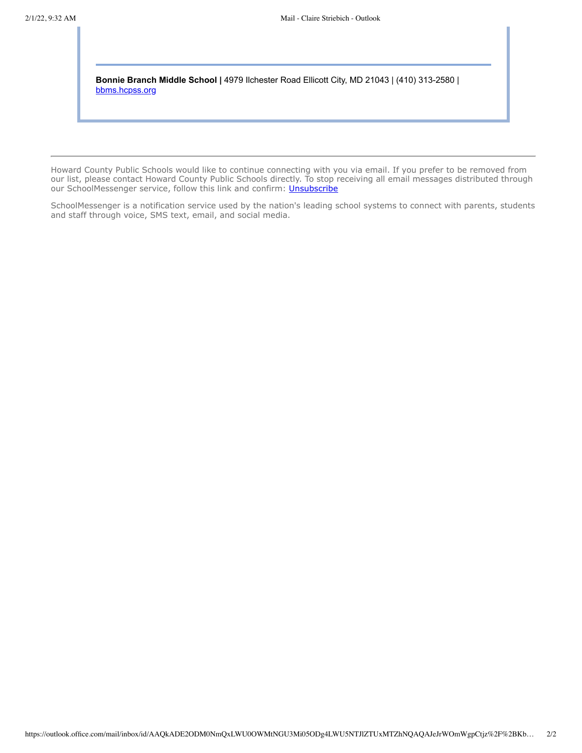**Bonnie Branch Middle School |** 4979 Ilchester Road Ellicott City, MD 21043 | (410) 313-2580 | bbms.hcpss.org

---

Howard County Public Schools would like to continue connecting with you via email. If you prefer to be removed from our list, please contact Howard County Public Schools directly. To stop receiving all email messages distributed through our SchoolMessenger service, follow this link and confirm: Unsubscribe

SchoolMessenger is a notification service used by the nation's leading school systems to connect with parents, students and staff through voice, SMS text, email, and social media.